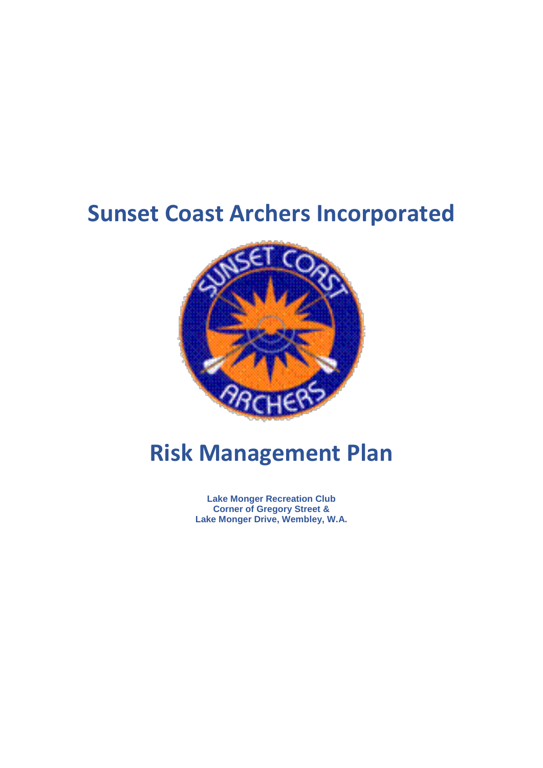# Sunset Coast Archers Incorporated

# Risk Management Plan

**Lake Monger Recreation Club**
**Corner of Gregory Street &**
**Lake Monger Drive, Wembley, W.A.**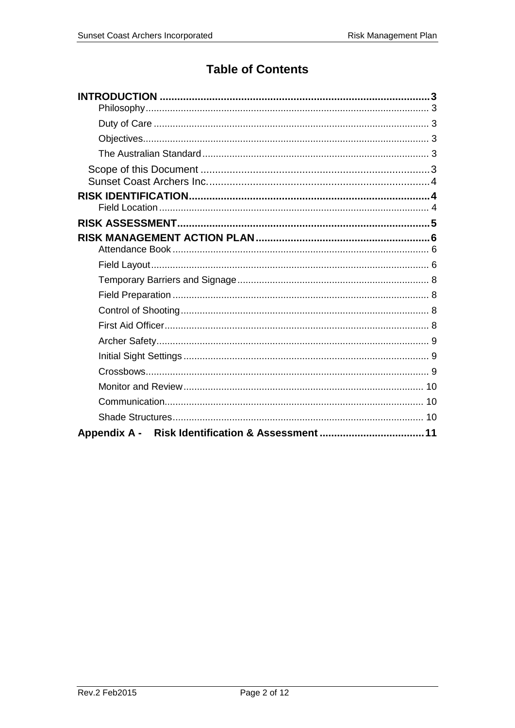# Table of Contents

**INTRODUCTION** ..... 3

- Philosophy ..... 3
- Duty of Care ..... 3
- Objectives ..... 3
- The Australian Standard ..... 3

Scope of this Document ..... 3

Sunset Coast Archers Inc. ..... 4

**RISK IDENTIFICATION** ..... 4

- Field Location ..... 4

**RISK ASSESSMENT** ..... 5

**RISK MANAGEMENT ACTION PLAN** ..... 6

- Attendance Book ..... 6
- Field Layout ..... 6
- Temporary Barriers and Signage ..... 8
- Field Preparation ..... 8
- Control of Shooting ..... 8
- First Aid Officer ..... 8
- Archer Safety ..... 9
- Initial Sight Settings ..... 9
- Crossbows ..... 9
- Monitor and Review ..... 10
- Communication ..... 10
- Shade Structures ..... 10

**Appendix A - Risk Identification & Assessment** ..... 11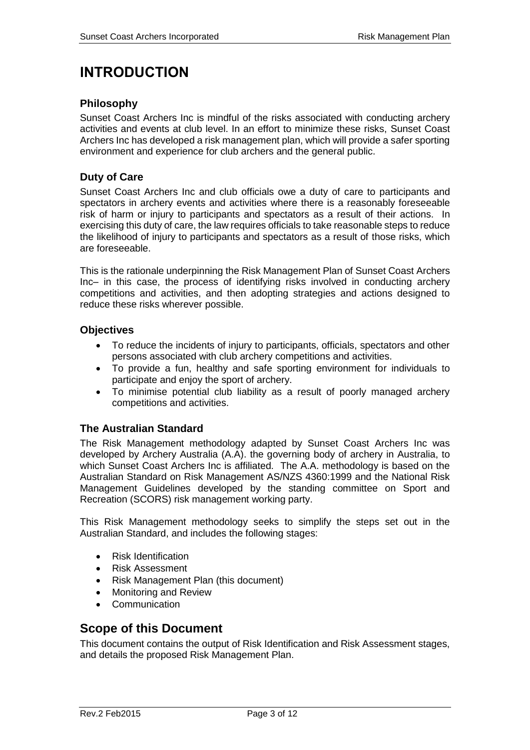# INTRODUCTION

### Philosophy

Sunset Coast Archers Inc is mindful of the risks associated with conducting archery activities and events at club level. In an effort to minimize these risks, Sunset Coast Archers Inc has developed a risk management plan, which will provide a safer sporting environment and experience for club archers and the general public.

### Duty of Care

Sunset Coast Archers Inc and club officials owe a duty of care to participants and spectators in archery events and activities where there is a reasonably foreseeable risk of harm or injury to participants and spectators as a result of their actions. In exercising this duty of care, the law requires officials to take reasonable steps to reduce the likelihood of injury to participants and spectators as a result of those risks, which are foreseeable.

This is the rationale underpinning the Risk Management Plan of Sunset Coast Archers Inc– in this case, the process of identifying risks involved in conducting archery competitions and activities, and then adopting strategies and actions designed to reduce these risks wherever possible.

### Objectives

- To reduce the incidents of injury to participants, officials, spectators and other persons associated with club archery competitions and activities.
- To provide a fun, healthy and safe sporting environment for individuals to participate and enjoy the sport of archery.
- To minimise potential club liability as a result of poorly managed archery competitions and activities.

### The Australian Standard

The Risk Management methodology adapted by Sunset Coast Archers Inc was developed by Archery Australia (A.A). the governing body of archery in Australia, to which Sunset Coast Archers Inc is affiliated. The A.A. methodology is based on the Australian Standard on Risk Management AS/NZS 4360:1999 and the National Risk Management Guidelines developed by the standing committee on Sport and Recreation (SCORS) risk management working party.

This Risk Management methodology seeks to simplify the steps set out in the Australian Standard, and includes the following stages:

- Risk Identification
- Risk Assessment
- Risk Management Plan (this document)
- Monitoring and Review
- Communication

## Scope of this Document

This document contains the output of Risk Identification and Risk Assessment stages, and details the proposed Risk Management Plan.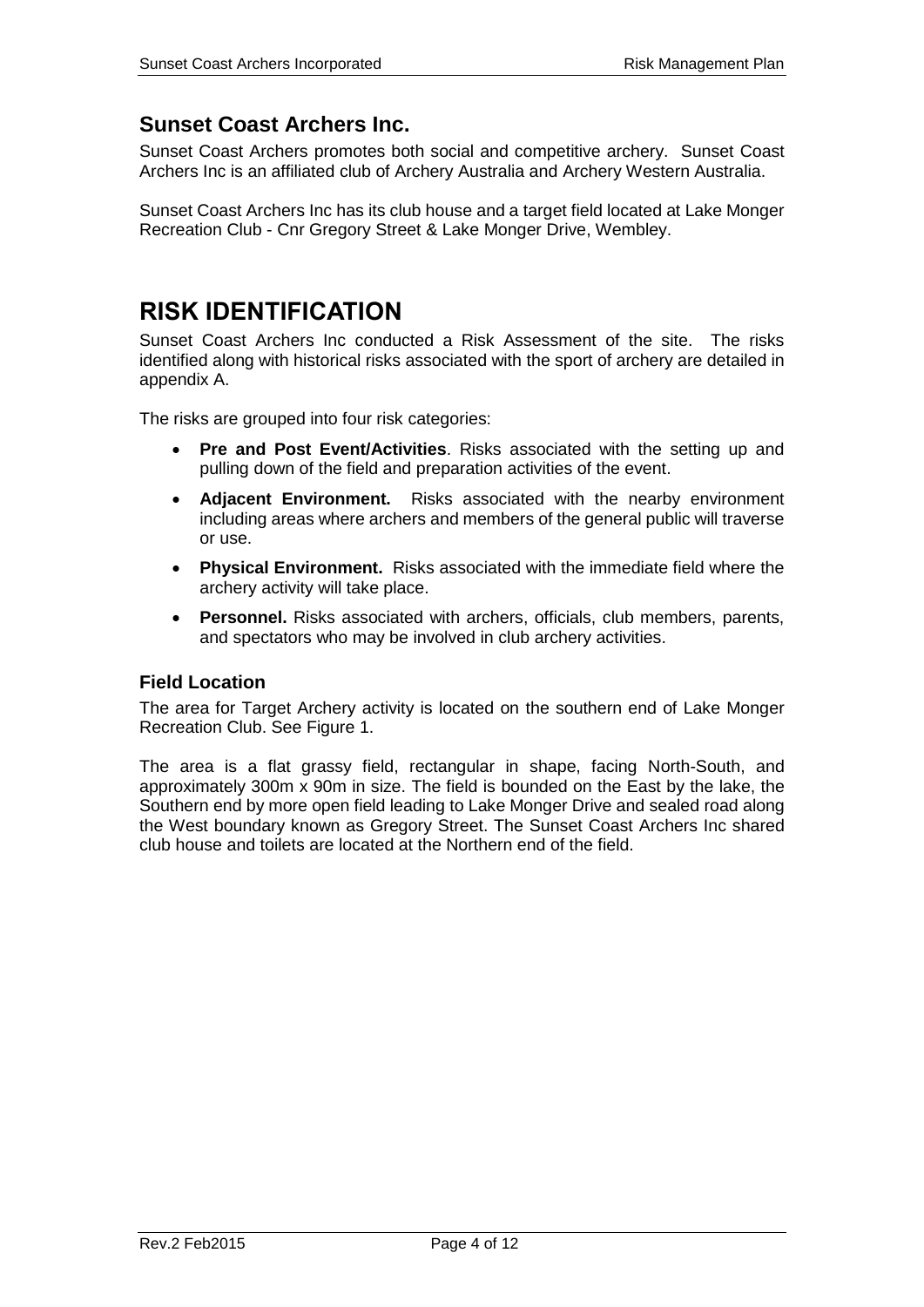## Sunset Coast Archers Inc.

Sunset Coast Archers promotes both social and competitive archery. Sunset Coast Archers Inc is an affiliated club of Archery Australia and Archery Western Australia.

Sunset Coast Archers Inc has its club house and a target field located at Lake Monger Recreation Club - Cnr Gregory Street & Lake Monger Drive, Wembley.

# RISK IDENTIFICATION

Sunset Coast Archers Inc conducted a Risk Assessment of the site. The risks identified along with historical risks associated with the sport of archery are detailed in appendix A.

The risks are grouped into four risk categories:

- **Pre and Post Event/Activities**. Risks associated with the setting up and pulling down of the field and preparation activities of the event.
- **Adjacent Environment.** Risks associated with the nearby environment including areas where archers and members of the general public will traverse or use.
- **Physical Environment.** Risks associated with the immediate field where the archery activity will take place.
- **Personnel.** Risks associated with archers, officials, club members, parents, and spectators who may be involved in club archery activities.

### Field Location

The area for Target Archery activity is located on the southern end of Lake Monger Recreation Club. See Figure 1.

The area is a flat grassy field, rectangular in shape, facing North-South, and approximately 300m x 90m in size. The field is bounded on the East by the lake, the Southern end by more open field leading to Lake Monger Drive and sealed road along the West boundary known as Gregory Street. The Sunset Coast Archers Inc shared club house and toilets are located at the Northern end of the field.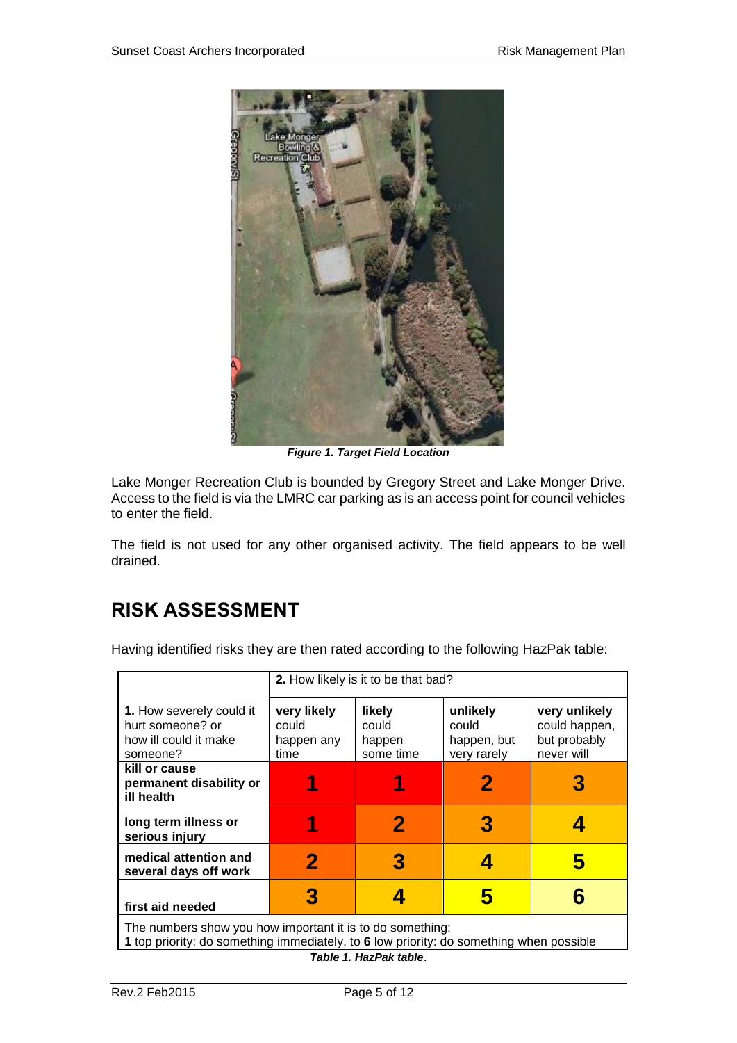*Figure 1. Target Field Location*

Lake Monger Recreation Club is bounded by Gregory Street and Lake Monger Drive. Access to the field is via the LMRC car parking as is an access point for council vehicles to enter the field.

The field is not used for any other organised activity. The field appears to be well drained.

## RISK ASSESSMENT

Having identified risks they are then rated according to the following HazPak table:

| **1.** How severely could it hurt someone? or how ill could it make someone? | **2.** How likely is it to be that bad? **very likely** could happen any time | **likely** could happen some time | **unlikely** could happen, but very rarely | **very unlikely** could happen, but probably never will |
|---|---|---|---|---|
| **kill or cause permanent disability or ill health** | **1** | **1** | **2** | **3** |
| **long term illness or serious injury** | **1** | **2** | **3** | **4** |
| **medical attention and several days off work** | **2** | **3** | **4** | **5** |
| **first aid needed** | **3** | **4** | **5** | **6** |

The numbers show you how important it is to do something:
**1** top priority: do something immediately, to **6** low priority: do something when possible

*Table 1. HazPak table*.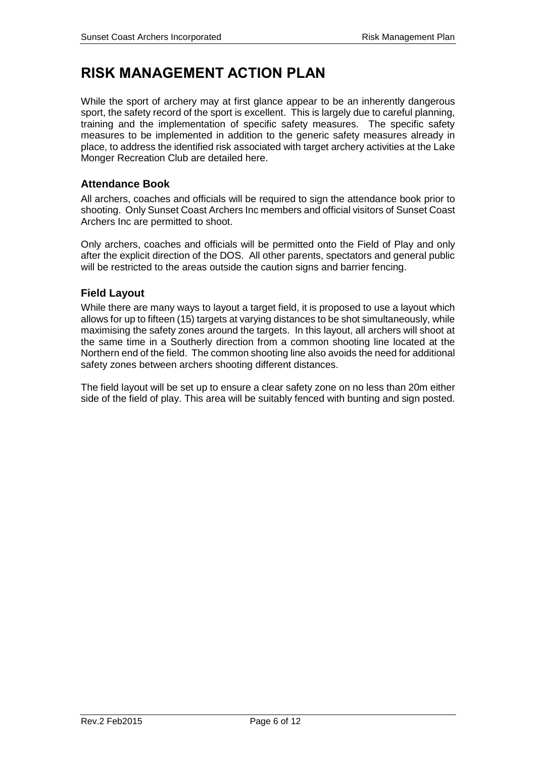# RISK MANAGEMENT ACTION PLAN

While the sport of archery may at first glance appear to be an inherently dangerous sport, the safety record of the sport is excellent. This is largely due to careful planning, training and the implementation of specific safety measures. The specific safety measures to be implemented in addition to the generic safety measures already in place, to address the identified risk associated with target archery activities at the Lake Monger Recreation Club are detailed here.

### Attendance Book

All archers, coaches and officials will be required to sign the attendance book prior to shooting. Only Sunset Coast Archers Inc members and official visitors of Sunset Coast Archers Inc are permitted to shoot.

Only archers, coaches and officials will be permitted onto the Field of Play and only after the explicit direction of the DOS. All other parents, spectators and general public will be restricted to the areas outside the caution signs and barrier fencing.

### Field Layout

While there are many ways to layout a target field, it is proposed to use a layout which allows for up to fifteen (15) targets at varying distances to be shot simultaneously, while maximising the safety zones around the targets. In this layout, all archers will shoot at the same time in a Southerly direction from a common shooting line located at the Northern end of the field. The common shooting line also avoids the need for additional safety zones between archers shooting different distances.

The field layout will be set up to ensure a clear safety zone on no less than 20m either side of the field of play. This area will be suitably fenced with bunting and sign posted.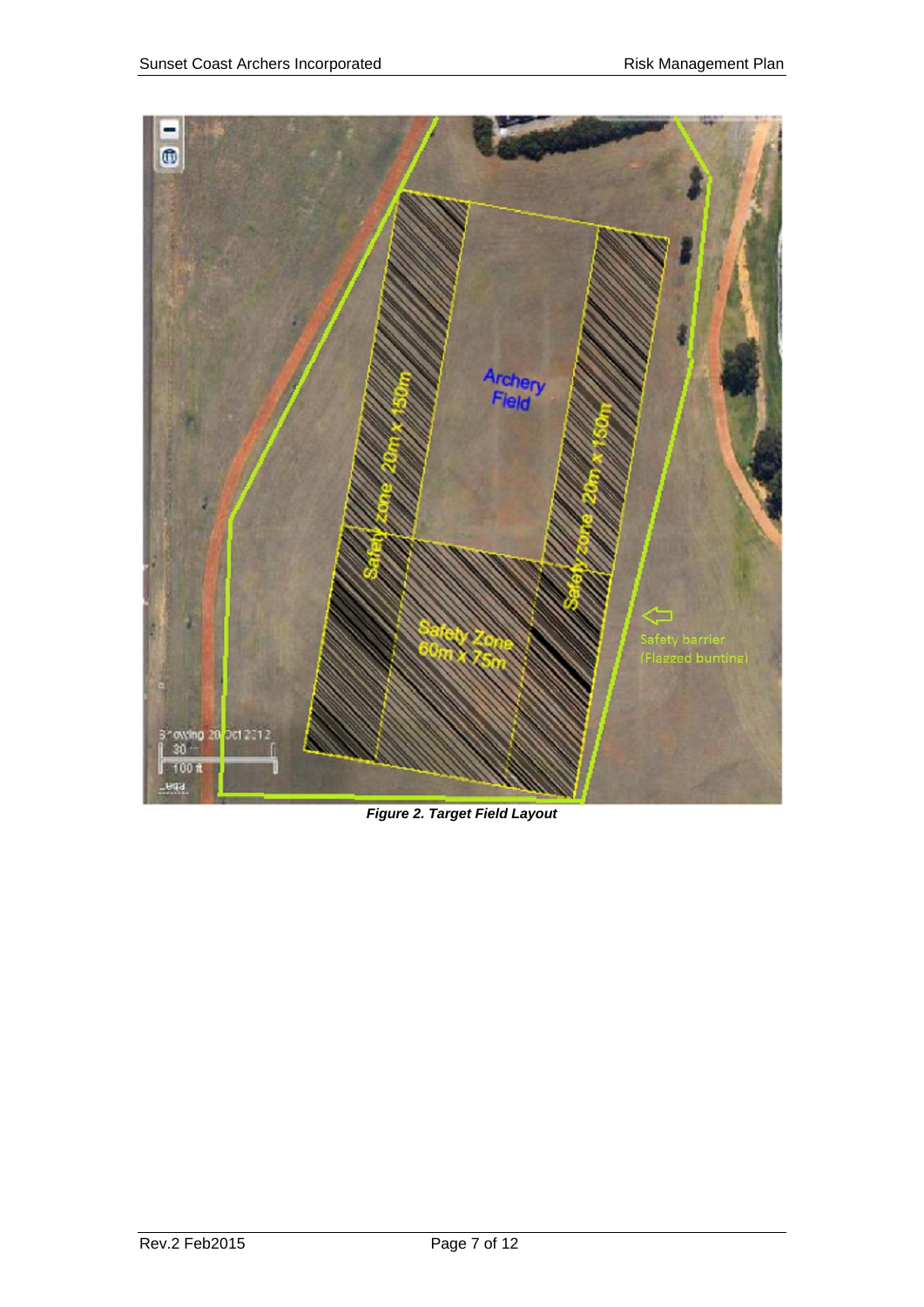Archery Field

Safety zone 20m x 150m

Safety zone 20m x 150m

Safety Zone 60m x 75m

Safety barrier (Flagged bunting)

*Figure 2. Target Field Layout*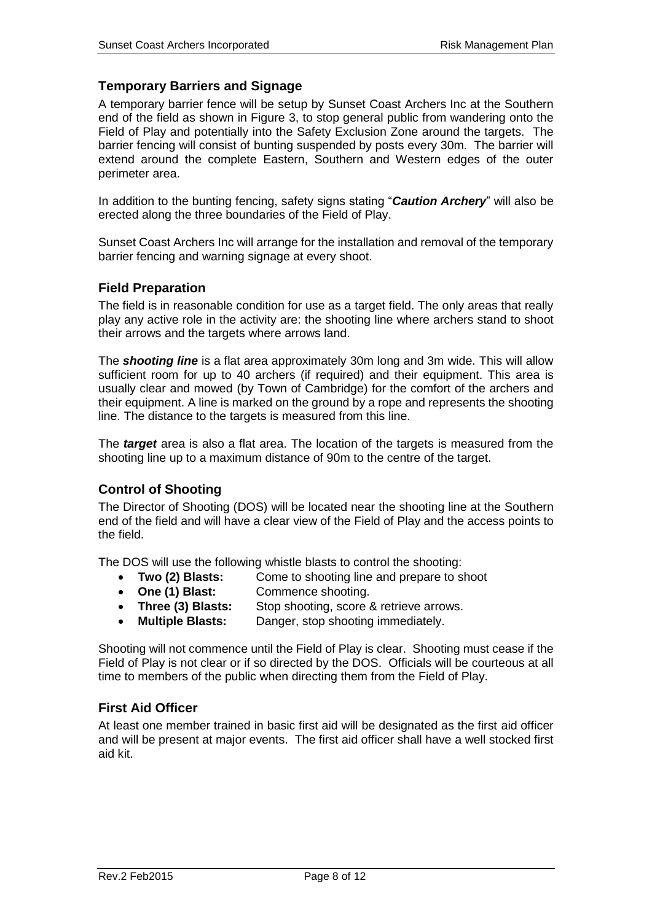## Temporary Barriers and Signage

A temporary barrier fence will be setup by Sunset Coast Archers Inc at the Southern end of the field as shown in Figure 3, to stop general public from wandering onto the Field of Play and potentially into the Safety Exclusion Zone around the targets. The barrier fencing will consist of bunting suspended by posts every 30m. The barrier will extend around the complete Eastern, Southern and Western edges of the outer perimeter area.

In addition to the bunting fencing, safety signs stating "***Caution Archery***" will also be erected along the three boundaries of the Field of Play.

Sunset Coast Archers Inc will arrange for the installation and removal of the temporary barrier fencing and warning signage at every shoot.

## Field Preparation

The field is in reasonable condition for use as a target field. The only areas that really play any active role in the activity are: the shooting line where archers stand to shoot their arrows and the targets where arrows land.

The ***shooting line*** is a flat area approximately 30m long and 3m wide. This will allow sufficient room for up to 40 archers (if required) and their equipment. This area is usually clear and mowed (by Town of Cambridge) for the comfort of the archers and their equipment. A line is marked on the ground by a rope and represents the shooting line. The distance to the targets is measured from this line.

The ***target*** area is also a flat area. The location of the targets is measured from the shooting line up to a maximum distance of 90m to the centre of the target.

## Control of Shooting

The Director of Shooting (DOS) will be located near the shooting line at the Southern end of the field and will have a clear view of the Field of Play and the access points to the field.

The DOS will use the following whistle blasts to control the shooting:

- **Two (2) Blasts:** Come to shooting line and prepare to shoot
- **One (1) Blast:** Commence shooting.
- **Three (3) Blasts:** Stop shooting, score & retrieve arrows.
- **Multiple Blasts:** Danger, stop shooting immediately.

Shooting will not commence until the Field of Play is clear. Shooting must cease if the Field of Play is not clear or if so directed by the DOS. Officials will be courteous at all time to members of the public when directing them from the Field of Play.

## First Aid Officer

At least one member trained in basic first aid will be designated as the first aid officer and will be present at major events. The first aid officer shall have a well stocked first aid kit.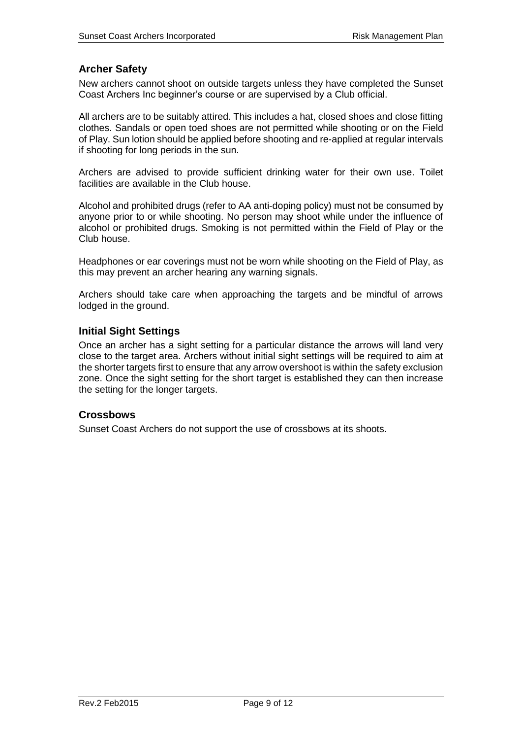## Archer Safety

New archers cannot shoot on outside targets unless they have completed the Sunset Coast Archers Inc beginner's course or are supervised by a Club official.

All archers are to be suitably attired. This includes a hat, closed shoes and close fitting clothes. Sandals or open toed shoes are not permitted while shooting or on the Field of Play. Sun lotion should be applied before shooting and re-applied at regular intervals if shooting for long periods in the sun.

Archers are advised to provide sufficient drinking water for their own use. Toilet facilities are available in the Club house.

Alcohol and prohibited drugs (refer to AA anti-doping policy) must not be consumed by anyone prior to or while shooting. No person may shoot while under the influence of alcohol or prohibited drugs. Smoking is not permitted within the Field of Play or the Club house.

Headphones or ear coverings must not be worn while shooting on the Field of Play, as this may prevent an archer hearing any warning signals.

Archers should take care when approaching the targets and be mindful of arrows lodged in the ground.

## Initial Sight Settings

Once an archer has a sight setting for a particular distance the arrows will land very close to the target area. Archers without initial sight settings will be required to aim at the shorter targets first to ensure that any arrow overshoot is within the safety exclusion zone. Once the sight setting for the short target is established they can then increase the setting for the longer targets.

## Crossbows

Sunset Coast Archers do not support the use of crossbows at its shoots.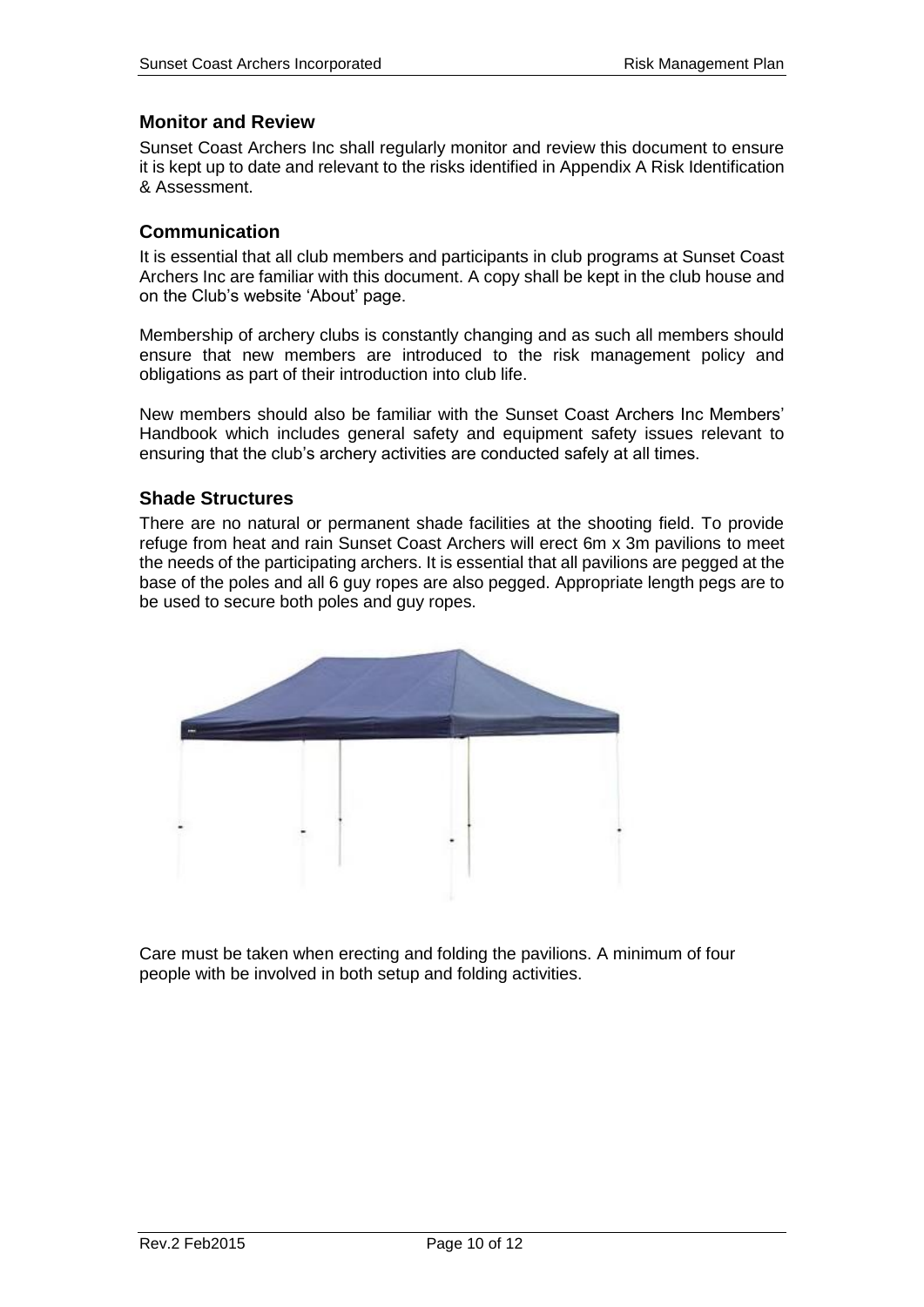## Monitor and Review

Sunset Coast Archers Inc shall regularly monitor and review this document to ensure it is kept up to date and relevant to the risks identified in Appendix A Risk Identification & Assessment.

## Communication

It is essential that all club members and participants in club programs at Sunset Coast Archers Inc are familiar with this document. A copy shall be kept in the club house and on the Club's website 'About' page.

Membership of archery clubs is constantly changing and as such all members should ensure that new members are introduced to the risk management policy and obligations as part of their introduction into club life.

New members should also be familiar with the Sunset Coast Archers Inc Members' Handbook which includes general safety and equipment safety issues relevant to ensuring that the club's archery activities are conducted safely at all times.

## Shade Structures

There are no natural or permanent shade facilities at the shooting field. To provide refuge from heat and rain Sunset Coast Archers will erect 6m x 3m pavilions to meet the needs of the participating archers. It is essential that all pavilions are pegged at the base of the poles and all 6 guy ropes are also pegged. Appropriate length pegs are to be used to secure both poles and guy ropes.

Care must be taken when erecting and folding the pavilions. A minimum of four people with be involved in both setup and folding activities.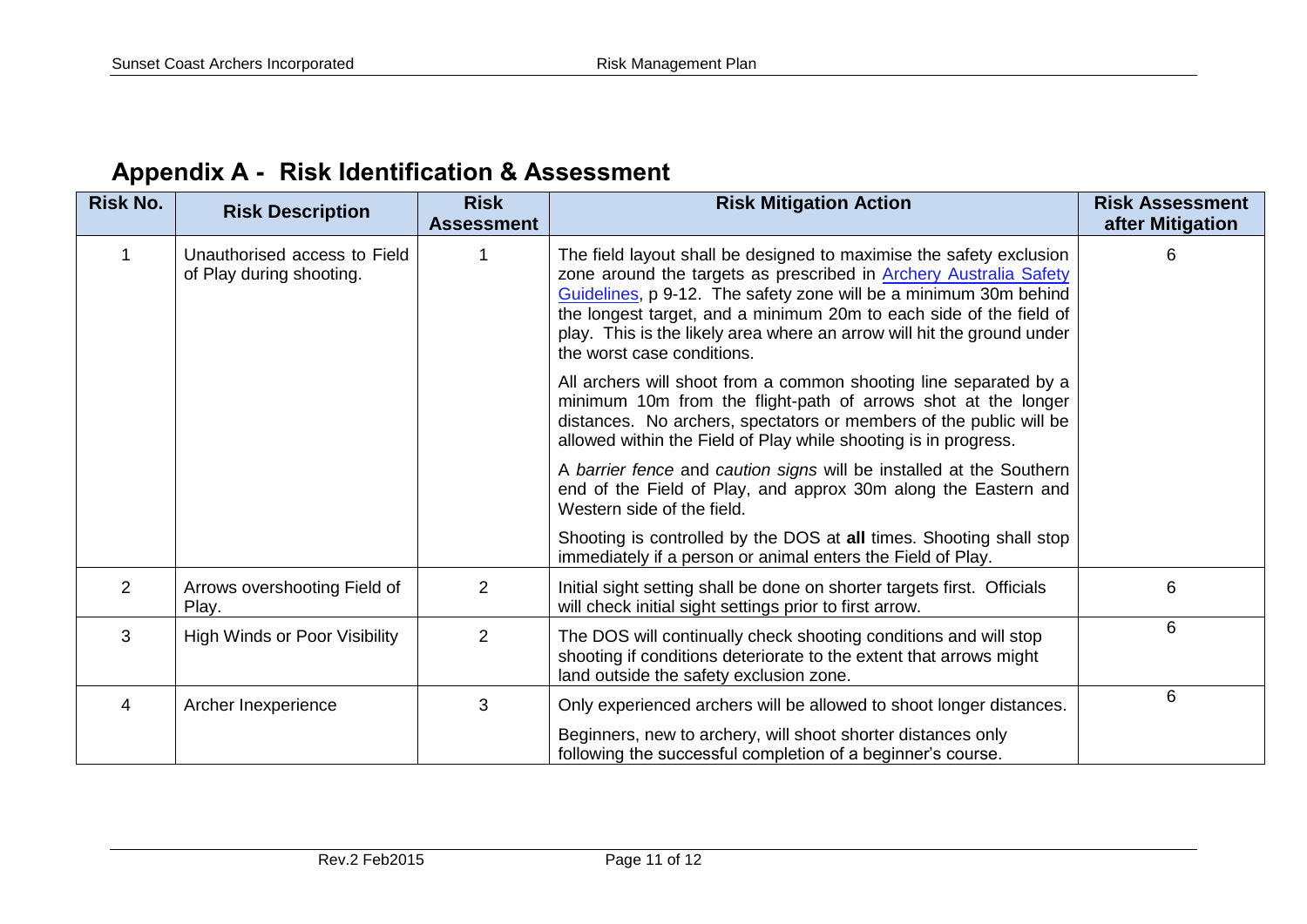## Appendix A - Risk Identification & Assessment

| Risk No. | Risk Description | Risk Assessment | Risk Mitigation Action | Risk Assessment after Mitigation |
|---|---|---|---|---|
| 1 | Unauthorised access to Field of Play during shooting. | 1 | The field layout shall be designed to maximise the safety exclusion zone around the targets as prescribed in Archery Australia Safety Guidelines, p 9-12. The safety zone will be a minimum 30m behind the longest target, and a minimum 20m to each side of the field of play. This is the likely area where an arrow will hit the ground under the worst case conditions.<br><br>All archers will shoot from a common shooting line separated by a minimum 10m from the flight-path of arrows shot at the longer distances. No archers, spectators or members of the public will be allowed within the Field of Play while shooting is in progress.<br><br>A *barrier fence* and *caution signs* will be installed at the Southern end of the Field of Play, and approx 30m along the Eastern and Western side of the field.<br><br>Shooting is controlled by the DOS at **all** times. Shooting shall stop immediately if a person or animal enters the Field of Play. | 6 |
| 2 | Arrows overshooting Field of Play. | 2 | Initial sight setting shall be done on shorter targets first. Officials will check initial sight settings prior to first arrow. | 6 |
| 3 | High Winds or Poor Visibility | 2 | The DOS will continually check shooting conditions and will stop shooting if conditions deteriorate to the extent that arrows might land outside the safety exclusion zone. | 6 |
| 4 | Archer Inexperience | 3 | Only experienced archers will be allowed to shoot longer distances.<br><br>Beginners, new to archery, will shoot shorter distances only following the successful completion of a beginner's course. | 6 |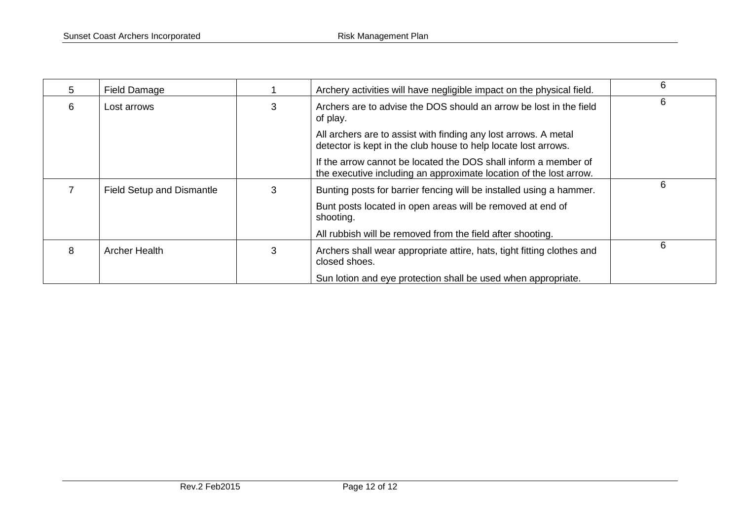| | | | | |
|---|---|---|---|---|
| 5 | Field Damage | 1 | Archery activities will have negligible impact on the physical field. | 6 |
| 6 | Lost arrows | 3 | Archers are to advise the DOS should an arrow be lost in the field of play.<br><br>All archers are to assist with finding any lost arrows. A metal detector is kept in the club house to help locate lost arrows.<br><br>If the arrow cannot be located the DOS shall inform a member of the executive including an approximate location of the lost arrow. | 6 |
| 7 | Field Setup and Dismantle | 3 | Bunting posts for barrier fencing will be installed using a hammer.<br><br>Bunt posts located in open areas will be removed at end of shooting.<br><br>All rubbish will be removed from the field after shooting. | 6 |
| 8 | Archer Health | 3 | Archers shall wear appropriate attire, hats, tight fitting clothes and closed shoes.<br><br>Sun lotion and eye protection shall be used when appropriate. | 6 |